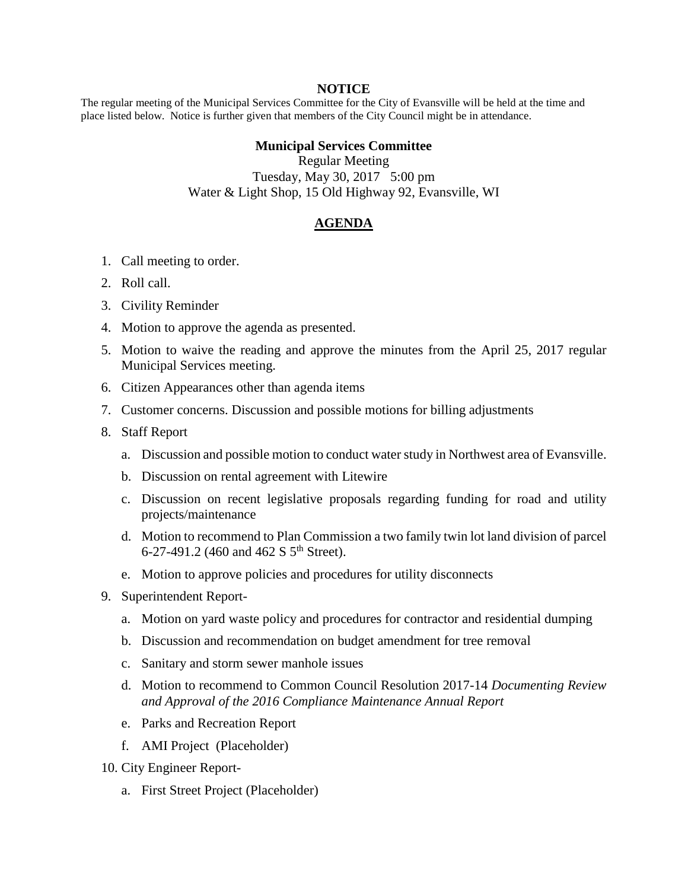**NOTICE**

The regular meeting of the Municipal Services Committee for the City of Evansville will be held at the time and place listed below. Notice is further given that members of the City Council might be in attendance.

**Municipal Services Committee**
Regular Meeting
Tuesday, May 30, 2017 5:00 pm
Water & Light Shop, 15 Old Highway 92, Evansville, WI

## AGENDA

1. Call meeting to order.
2. Roll call.
3. Civility Reminder
4. Motion to approve the agenda as presented.
5. Motion to waive the reading and approve the minutes from the April 25, 2017 regular Municipal Services meeting.
6. Citizen Appearances other than agenda items
7. Customer concerns. Discussion and possible motions for billing adjustments
8. Staff Report
   a. Discussion and possible motion to conduct water study in Northwest area of Evansville.
   b. Discussion on rental agreement with Litewire
   c. Discussion on recent legislative proposals regarding funding for road and utility projects/maintenance
   d. Motion to recommend to Plan Commission a two family twin lot land division of parcel 6-27-491.2 (460 and 462 S 5th Street).
   e. Motion to approve policies and procedures for utility disconnects
9. Superintendent Report-
   a. Motion on yard waste policy and procedures for contractor and residential dumping
   b. Discussion and recommendation on budget amendment for tree removal
   c. Sanitary and storm sewer manhole issues
   d. Motion to recommend to Common Council Resolution 2017-14 *Documenting Review and Approval of the 2016 Compliance Maintenance Annual Report*
   e. Parks and Recreation Report
   f. AMI Project (Placeholder)
10. City Engineer Report-
    a. First Street Project (Placeholder)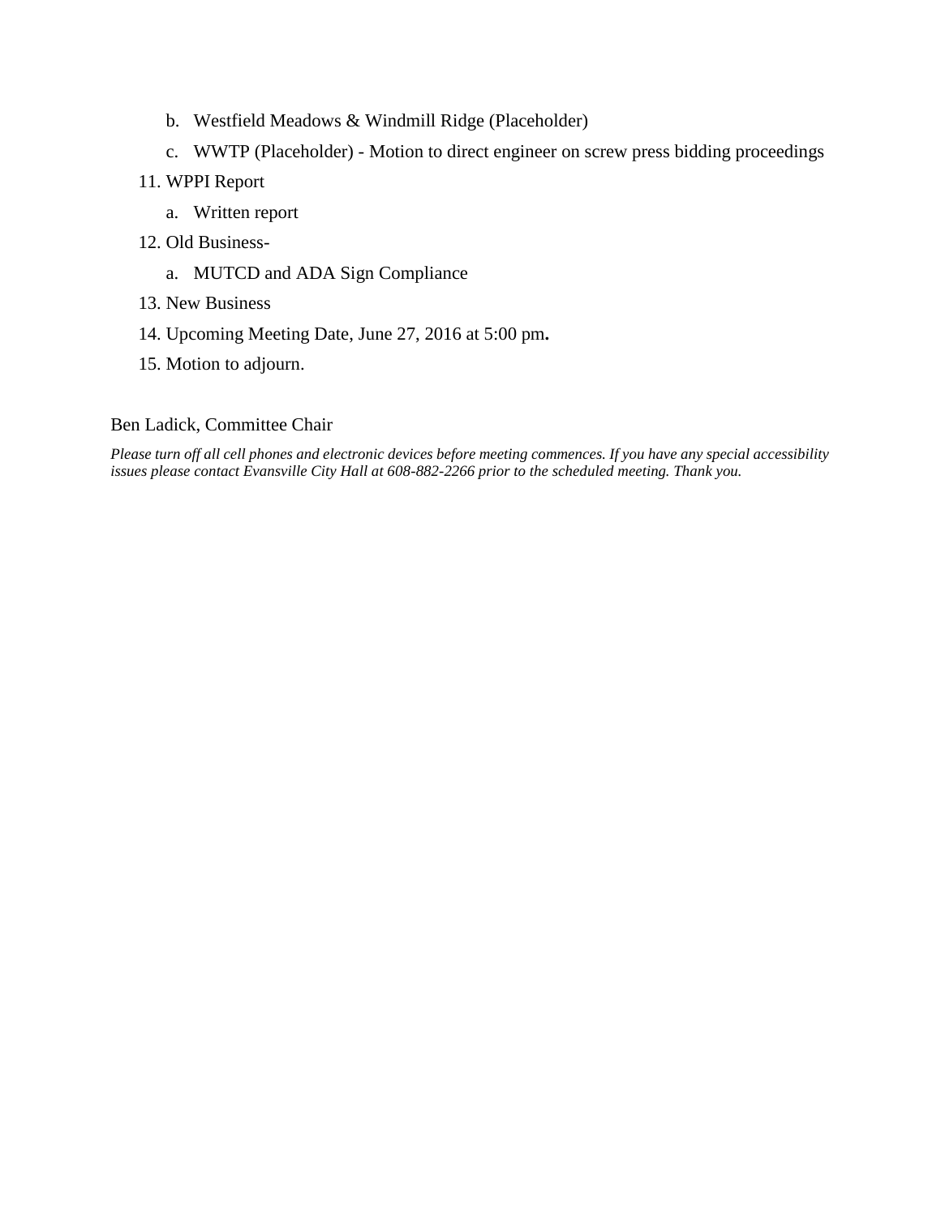b. Westfield Meadows & Windmill Ridge (Placeholder)

   c. WWTP (Placeholder) - Motion to direct engineer on screw press bidding proceedings

11. WPPI Report

    a. Written report

12. Old Business-

    a. MUTCD and ADA Sign Compliance

13. New Business

14. Upcoming Meeting Date, June 27, 2016 at 5:00 pm**.**

15. Motion to adjourn.

Ben Ladick, Committee Chair

*Please turn off all cell phones and electronic devices before meeting commences. If you have any special accessibility issues please contact Evansville City Hall at 608-882-2266 prior to the scheduled meeting. Thank you.*